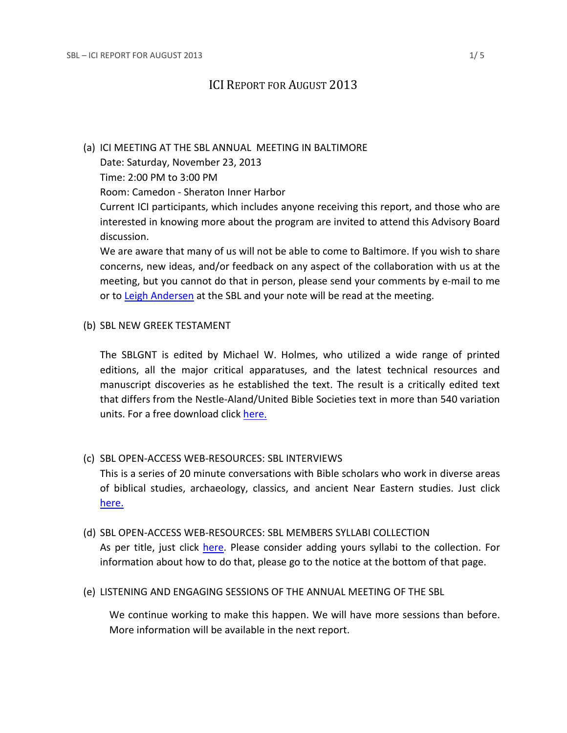# ICI REPORT FOR AUGUST 2013

(a) ICI MEETING AT THE SBL ANNUAL MEETING IN BALTIMORE
Date: Saturday, November 23, 2013
Time: 2:00 PM to 3:00 PM
Room: Camedon - Sheraton Inner Harbor
Current ICI participants, which includes anyone receiving this report, and those who are interested in knowing more about the program are invited to attend this Advisory Board discussion.
We are aware that many of us will not be able to come to Baltimore. If you wish to share concerns, new ideas, and/or feedback on any aspect of the collaboration with us at the meeting, but you cannot do that in person, please send your comments by e-mail to me or to Leigh Andersen at the SBL and your note will be read at the meeting.

(b) SBL NEW GREEK TESTAMENT

The SBLGNT is edited by Michael W. Holmes, who utilized a wide range of printed editions, all the major critical apparatuses, and the latest technical resources and manuscript discoveries as he established the text. The result is a critically edited text that differs from the Nestle-Aland/United Bible Societies text in more than 540 variation units. For a free download click here.

(c) SBL OPEN-ACCESS WEB-RESOURCES: SBL INTERVIEWS
This is a series of 20 minute conversations with Bible scholars who work in diverse areas of biblical studies, archaeology, classics, and ancient Near Eastern studies. Just click here.

(d) SBL OPEN-ACCESS WEB-RESOURCES: SBL MEMBERS SYLLABI COLLECTION
As per title, just click here. Please consider adding yours syllabi to the collection. For information about how to do that, please go to the notice at the bottom of that page.

(e) LISTENING AND ENGAGING SESSIONS OF THE ANNUAL MEETING OF THE SBL

We continue working to make this happen. We will have more sessions than before. More information will be available in the next report.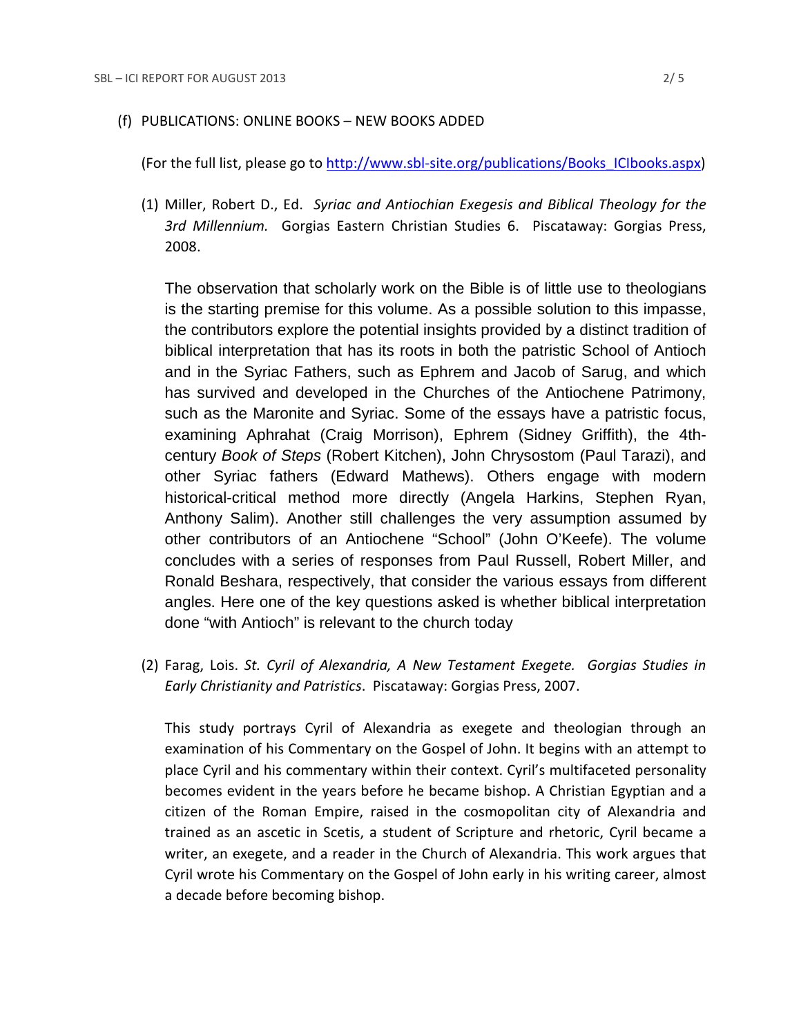(f) PUBLICATIONS: ONLINE BOOKS – NEW BOOKS ADDED

(For the full list, please go to [http://www.sbl-site.org/publications/Books_ICIbooks.aspx](http://www.sbl-site.org/publications/Books_ICIbooks.aspx))

(1) Miller, Robert D., Ed. *Syriac and Antiochian Exegesis and Biblical Theology for the 3rd Millennium.* Gorgias Eastern Christian Studies 6. Piscataway: Gorgias Press, 2008.

The observation that scholarly work on the Bible is of little use to theologians is the starting premise for this volume. As a possible solution to this impasse, the contributors explore the potential insights provided by a distinct tradition of biblical interpretation that has its roots in both the patristic School of Antioch and in the Syriac Fathers, such as Ephrem and Jacob of Sarug, and which has survived and developed in the Churches of the Antiochene Patrimony, such as the Maronite and Syriac. Some of the essays have a patristic focus, examining Aphrahat (Craig Morrison), Ephrem (Sidney Griffith), the 4th-century *Book of Steps* (Robert Kitchen), John Chrysostom (Paul Tarazi), and other Syriac fathers (Edward Mathews). Others engage with modern historical-critical method more directly (Angela Harkins, Stephen Ryan, Anthony Salim). Another still challenges the very assumption assumed by other contributors of an Antiochene "School" (John O'Keefe). The volume concludes with a series of responses from Paul Russell, Robert Miller, and Ronald Beshara, respectively, that consider the various essays from different angles. Here one of the key questions asked is whether biblical interpretation done "with Antioch" is relevant to the church today

(2) Farag, Lois. *St. Cyril of Alexandria, A New Testament Exegete. Gorgias Studies in Early Christianity and Patristics*. Piscataway: Gorgias Press, 2007.

This study portrays Cyril of Alexandria as exegete and theologian through an examination of his Commentary on the Gospel of John. It begins with an attempt to place Cyril and his commentary within their context. Cyril's multifaceted personality becomes evident in the years before he became bishop. A Christian Egyptian and a citizen of the Roman Empire, raised in the cosmopolitan city of Alexandria and trained as an ascetic in Scetis, a student of Scripture and rhetoric, Cyril became a writer, an exegete, and a reader in the Church of Alexandria. This work argues that Cyril wrote his Commentary on the Gospel of John early in his writing career, almost a decade before becoming bishop.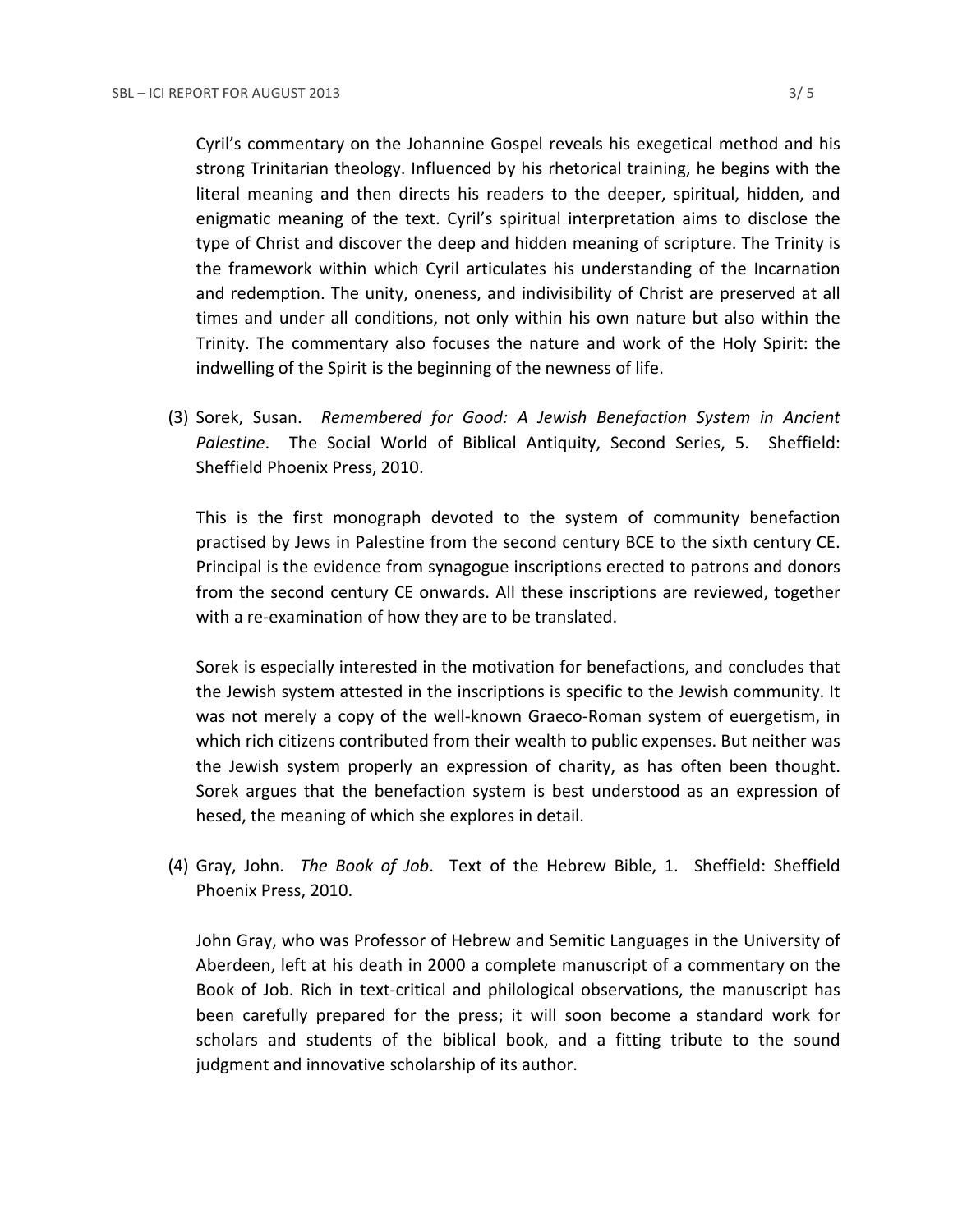Cyril's commentary on the Johannine Gospel reveals his exegetical method and his strong Trinitarian theology. Influenced by his rhetorical training, he begins with the literal meaning and then directs his readers to the deeper, spiritual, hidden, and enigmatic meaning of the text. Cyril's spiritual interpretation aims to disclose the type of Christ and discover the deep and hidden meaning of scripture. The Trinity is the framework within which Cyril articulates his understanding of the Incarnation and redemption. The unity, oneness, and indivisibility of Christ are preserved at all times and under all conditions, not only within his own nature but also within the Trinity. The commentary also focuses the nature and work of the Holy Spirit: the indwelling of the Spirit is the beginning of the newness of life.

(3) Sorek, Susan. *Remembered for Good: A Jewish Benefaction System in Ancient Palestine*. The Social World of Biblical Antiquity, Second Series, 5. Sheffield: Sheffield Phoenix Press, 2010.

This is the first monograph devoted to the system of community benefaction practised by Jews in Palestine from the second century BCE to the sixth century CE. Principal is the evidence from synagogue inscriptions erected to patrons and donors from the second century CE onwards. All these inscriptions are reviewed, together with a re-examination of how they are to be translated.

Sorek is especially interested in the motivation for benefactions, and concludes that the Jewish system attested in the inscriptions is specific to the Jewish community. It was not merely a copy of the well-known Graeco-Roman system of euergetism, in which rich citizens contributed from their wealth to public expenses. But neither was the Jewish system properly an expression of charity, as has often been thought. Sorek argues that the benefaction system is best understood as an expression of hesed, the meaning of which she explores in detail.

(4) Gray, John. *The Book of Job*. Text of the Hebrew Bible, 1. Sheffield: Sheffield Phoenix Press, 2010.

John Gray, who was Professor of Hebrew and Semitic Languages in the University of Aberdeen, left at his death in 2000 a complete manuscript of a commentary on the Book of Job. Rich in text-critical and philological observations, the manuscript has been carefully prepared for the press; it will soon become a standard work for scholars and students of the biblical book, and a fitting tribute to the sound judgment and innovative scholarship of its author.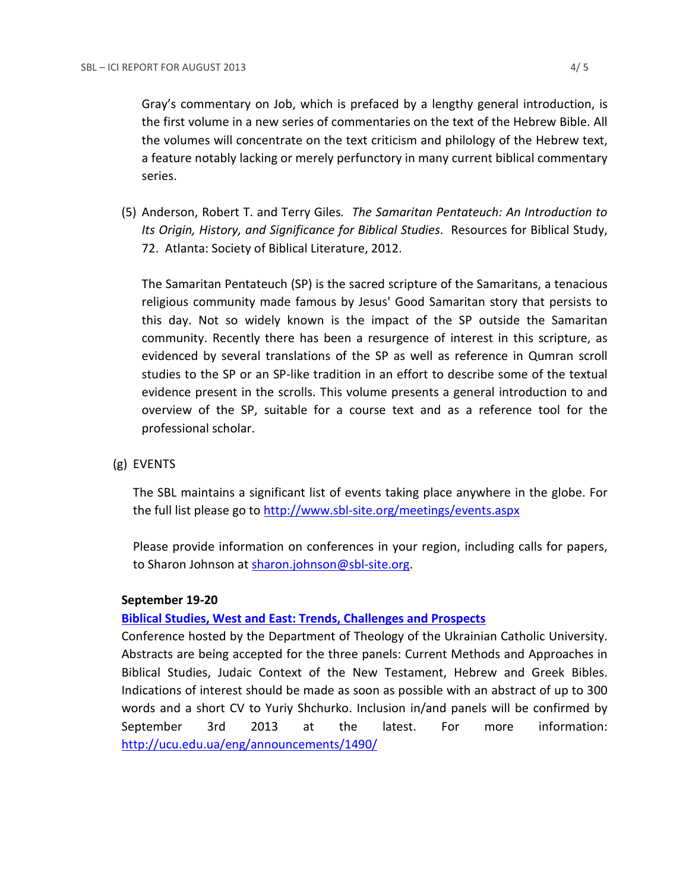Gray's commentary on Job, which is prefaced by a lengthy general introduction, is the first volume in a new series of commentaries on the text of the Hebrew Bible. All the volumes will concentrate on the text criticism and philology of the Hebrew text, a feature notably lacking or merely perfunctory in many current biblical commentary series.

(5) Anderson, Robert T. and Terry Giles. *The Samaritan Pentateuch: An Introduction to Its Origin, History, and Significance for Biblical Studies*. Resources for Biblical Study, 72. Atlanta: Society of Biblical Literature, 2012.

The Samaritan Pentateuch (SP) is the sacred scripture of the Samaritans, a tenacious religious community made famous by Jesus' Good Samaritan story that persists to this day. Not so widely known is the impact of the SP outside the Samaritan community. Recently there has been a resurgence of interest in this scripture, as evidenced by several translations of the SP as well as reference in Qumran scroll studies to the SP or an SP-like tradition in an effort to describe some of the textual evidence present in the scrolls. This volume presents a general introduction to and overview of the SP, suitable for a course text and as a reference tool for the professional scholar.

(g) EVENTS

The SBL maintains a significant list of events taking place anywhere in the globe. For the full list please go to http://www.sbl-site.org/meetings/events.aspx

Please provide information on conferences in your region, including calls for papers, to Sharon Johnson at sharon.johnson@sbl-site.org.

**September 19-20**

**Biblical Studies, West and East: Trends, Challenges and Prospects**

Conference hosted by the Department of Theology of the Ukrainian Catholic University. Abstracts are being accepted for the three panels: Current Methods and Approaches in Biblical Studies, Judaic Context of the New Testament, Hebrew and Greek Bibles. Indications of interest should be made as soon as possible with an abstract of up to 300 words and a short CV to Yuriy Shchurko. Inclusion in/and panels will be confirmed by September 3rd 2013 at the latest. For more information: http://ucu.edu.ua/eng/announcements/1490/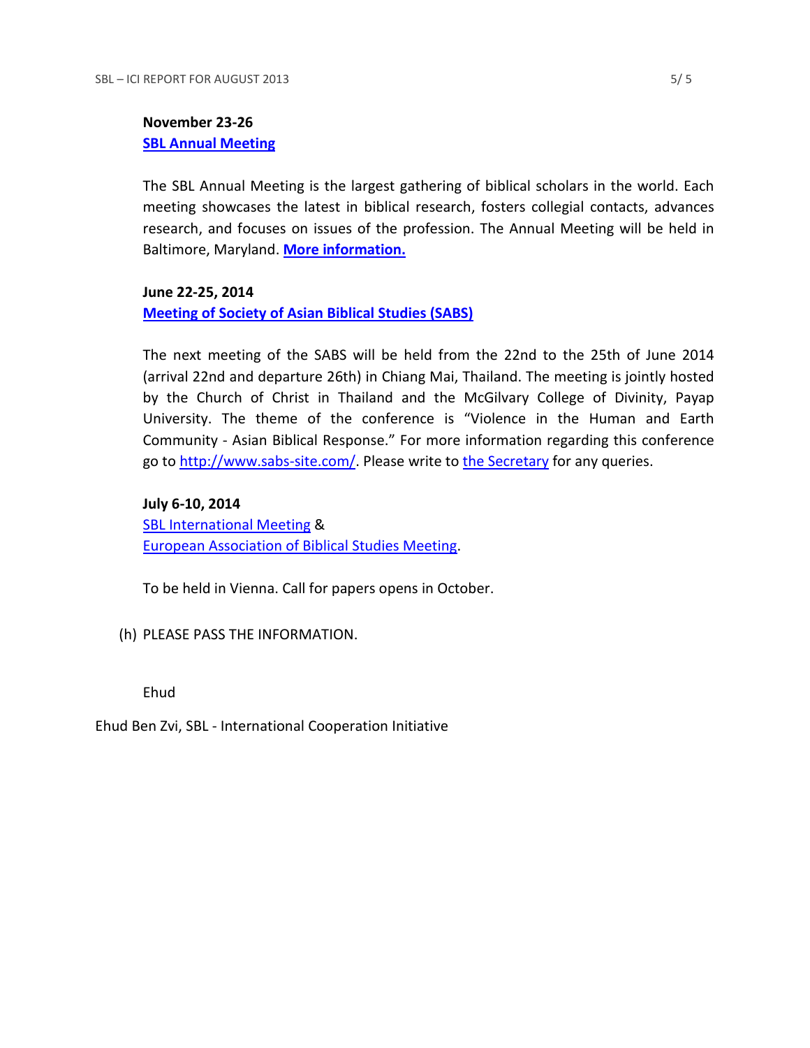**November 23-26**
**SBL Annual Meeting**

The SBL Annual Meeting is the largest gathering of biblical scholars in the world. Each meeting showcases the latest in biblical research, fosters collegial contacts, advances research, and focuses on issues of the profession. The Annual Meeting will be held in Baltimore, Maryland. **More information.**

**June 22-25, 2014**
**Meeting of Society of Asian Biblical Studies (SABS)**

The next meeting of the SABS will be held from the 22nd to the 25th of June 2014 (arrival 22nd and departure 26th) in Chiang Mai, Thailand. The meeting is jointly hosted by the Church of Christ in Thailand and the McGilvary College of Divinity, Payap University. The theme of the conference is "Violence in the Human and Earth Community - Asian Biblical Response." For more information regarding this conference go to http://www.sabs-site.com/. Please write to the Secretary for any queries.

**July 6-10, 2014**
SBL International Meeting &
European Association of Biblical Studies Meeting.

To be held in Vienna. Call for papers opens in October.

(h) PLEASE PASS THE INFORMATION.

Ehud

Ehud Ben Zvi, SBL - International Cooperation Initiative